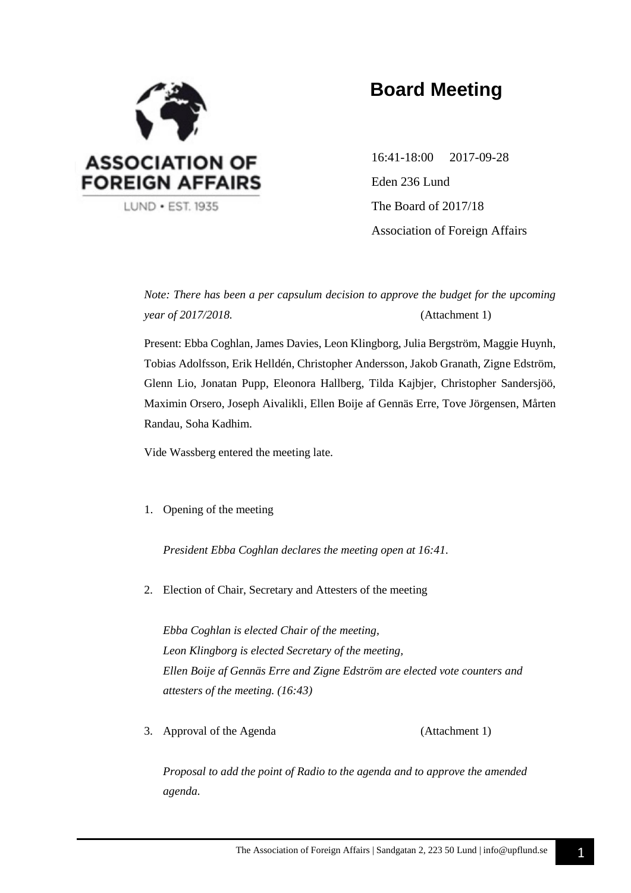ASSOCIATION OF FOREIGN AFFAIRS

LUND • EST. 1935

# Board Meeting

16:41-18:00  2017-09-28

Eden 236 Lund

The Board of 2017/18

Association of Foreign Affairs

*Note: There has been a per capsulum decision to approve the budget for the upcoming year of 2017/2018.* (Attachment 1)

Present: Ebba Coghlan, James Davies, Leon Klingborg, Julia Bergström, Maggie Huynh, Tobias Adolfsson, Erik Helldén, Christopher Andersson, Jakob Granath, Zigne Edström, Glenn Lio, Jonatan Pupp, Eleonora Hallberg, Tilda Kajbjer, Christopher Sandersjöö, Maximin Orsero, Joseph Aivalikli, Ellen Boije af Gennäs Erre, Tove Jörgensen, Mårten Randau, Soha Kadhim.

Vide Wassberg entered the meeting late.

1. Opening of the meeting

   *President Ebba Coghlan declares the meeting open at 16:41.*

2. Election of Chair, Secretary and Attesters of the meeting

   *Ebba Coghlan is elected Chair of the meeting,*
   *Leon Klingborg is elected Secretary of the meeting,*
   *Ellen Boije af Gennäs Erre and Zigne Edström are elected vote counters and attesters of the meeting. (16:43)*

3. Approval of the Agenda (Attachment 1)

   *Proposal to add the point of Radio to the agenda and to approve the amended agenda.*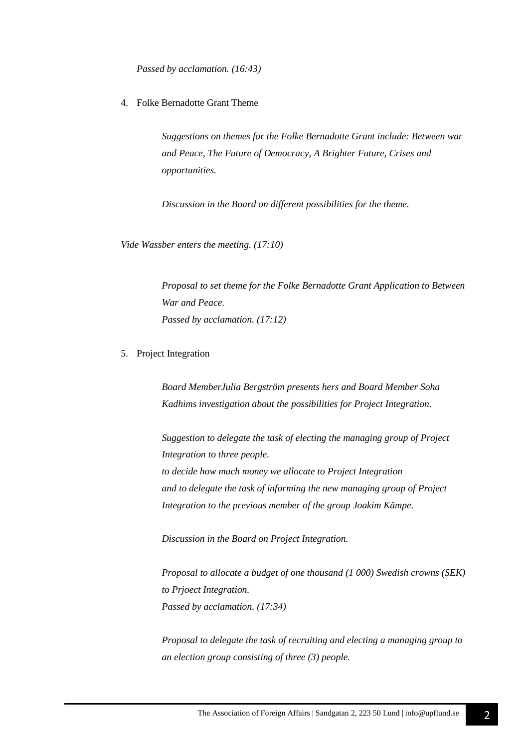*Passed by acclamation. (16:43)*

4. Folke Bernadotte Grant Theme

   *Suggestions on themes for the Folke Bernadotte Grant include: Between war and Peace, The Future of Democracy, A Brighter Future, Crises and opportunities.*

   *Discussion in the Board on different possibilities for the theme.*

*Vide Wassber enters the meeting. (17:10)*

   *Proposal to set theme for the Folke Bernadotte Grant Application to Between War and Peace.*
   *Passed by acclamation. (17:12)*

5. Project Integration

   *Board MemberJulia Bergström presents hers and Board Member Soha Kadhims investigation about the possibilities for Project Integration.*

   *Suggestion to delegate the task of electing the managing group of Project Integration to three people.*
   *to decide how much money we allocate to Project Integration*
   *and to delegate the task of informing the new managing group of Project Integration to the previous member of the group Joakim Kämpe.*

   *Discussion in the Board on Project Integration.*

   *Proposal to allocate a budget of one thousand (1 000) Swedish crowns (SEK) to Prjoect Integration.*
   *Passed by acclamation. (17:34)*

   *Proposal to delegate the task of recruiting and electing a managing group to an election group consisting of three (3) people.*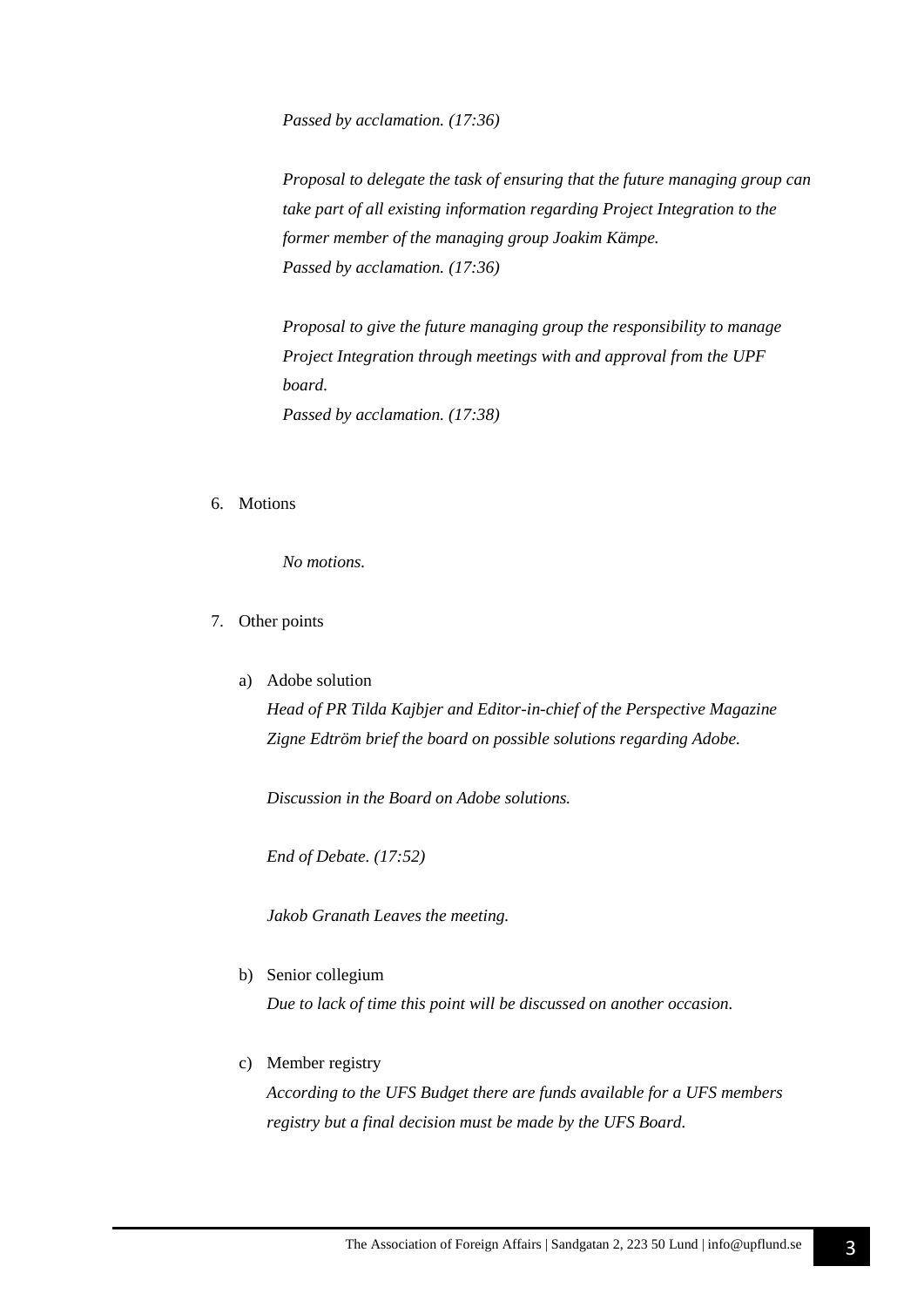*Passed by acclamation. (17:36)*

*Proposal to delegate the task of ensuring that the future managing group can take part of all existing information regarding Project Integration to the former member of the managing group Joakim Kämpe.*
*Passed by acclamation. (17:36)*

*Proposal to give the future managing group the responsibility to manage Project Integration through meetings with and approval from the UPF board.*
*Passed by acclamation. (17:38)*

6. Motions

   *No motions.*

7. Other points

   a) Adobe solution
      *Head of PR Tilda Kajbjer and Editor-in-chief of the Perspective Magazine Zigne Edtröm brief the board on possible solutions regarding Adobe.*

      *Discussion in the Board on Adobe solutions.*

      *End of Debate. (17:52)*

      *Jakob Granath Leaves the meeting.*

   b) Senior collegium
      *Due to lack of time this point will be discussed on another occasion.*

   c) Member registry
      *According to the UFS Budget there are funds available for a UFS members registry but a final decision must be made by the UFS Board.*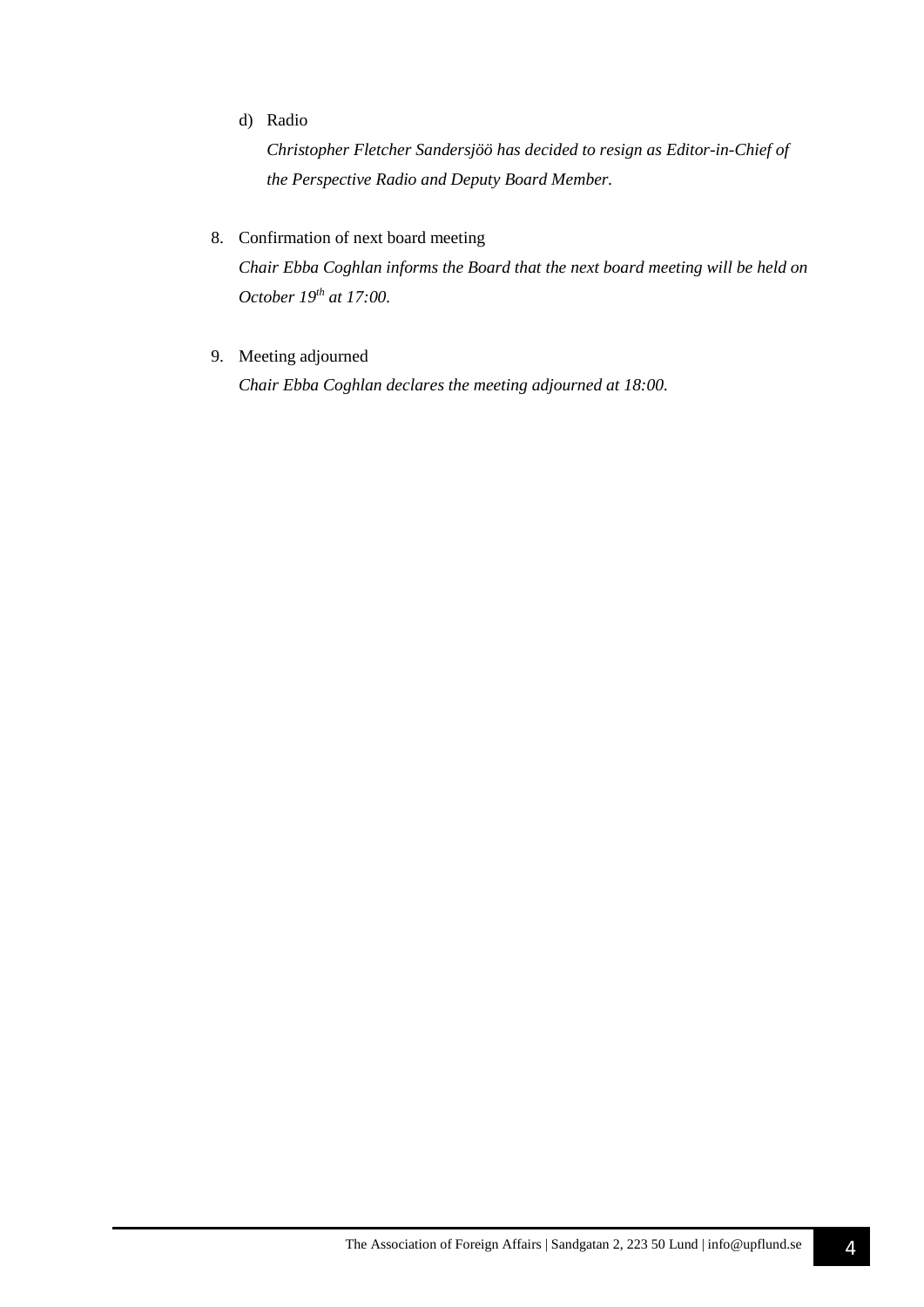d) Radio

   *Christopher Fletcher Sandersjöö has decided to resign as Editor-in-Chief of the Perspective Radio and Deputy Board Member.*

8. Confirmation of next board meeting

   *Chair Ebba Coghlan informs the Board that the next board meeting will be held on October 19th at 17:00.*

9. Meeting adjourned

   *Chair Ebba Coghlan declares the meeting adjourned at 18:00.*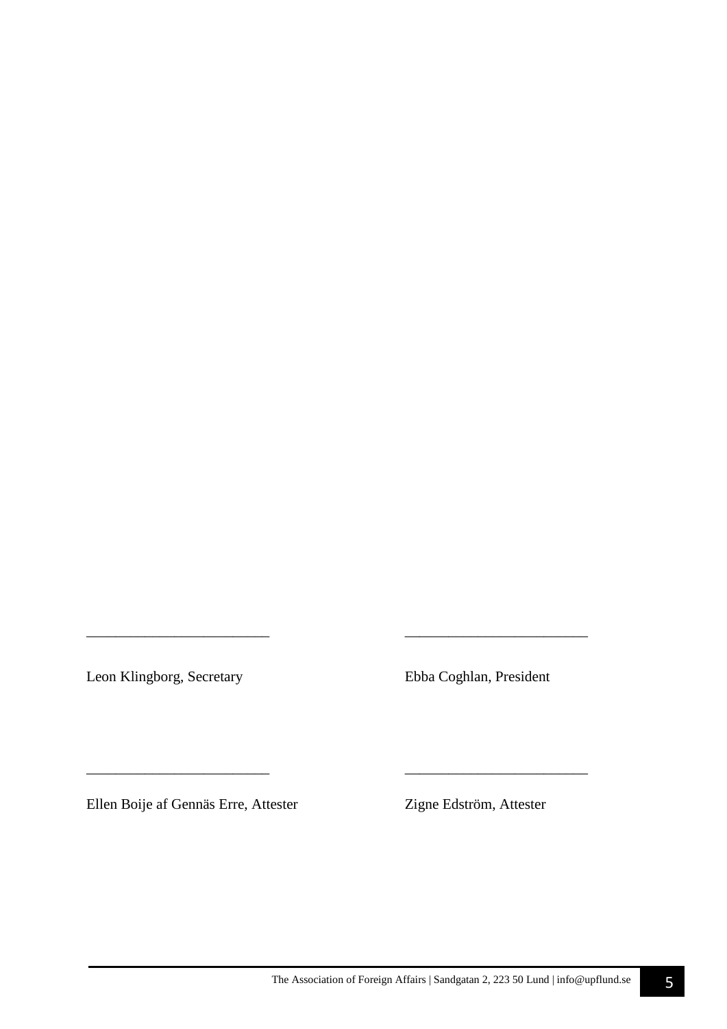\_\_\_\_\_\_\_\_\_\_\_\_\_\_\_\_\_\_\_\_\_\_\_\_\_ \_\_\_\_\_\_\_\_\_\_\_\_\_\_\_\_\_\_\_\_\_\_\_\_\_

| | |
|---|---|
| _________________________ | _________________________ |
| Leon Klingborg, Secretary | Ebba Coghlan, President |
| _________________________ | _________________________ |
| Ellen Boije af Gennäs Erre, Attester | Zigne Edström, Attester |

| | |
|---|---|
| _________________________ | _________________________ |
| Leon Klingborg, Secretary | Ebba Coghlan, President |
| _________________________ | _________________________ |
| Ellen Boije af Gennäs Erre, Attester | Zigne Edström, Attester |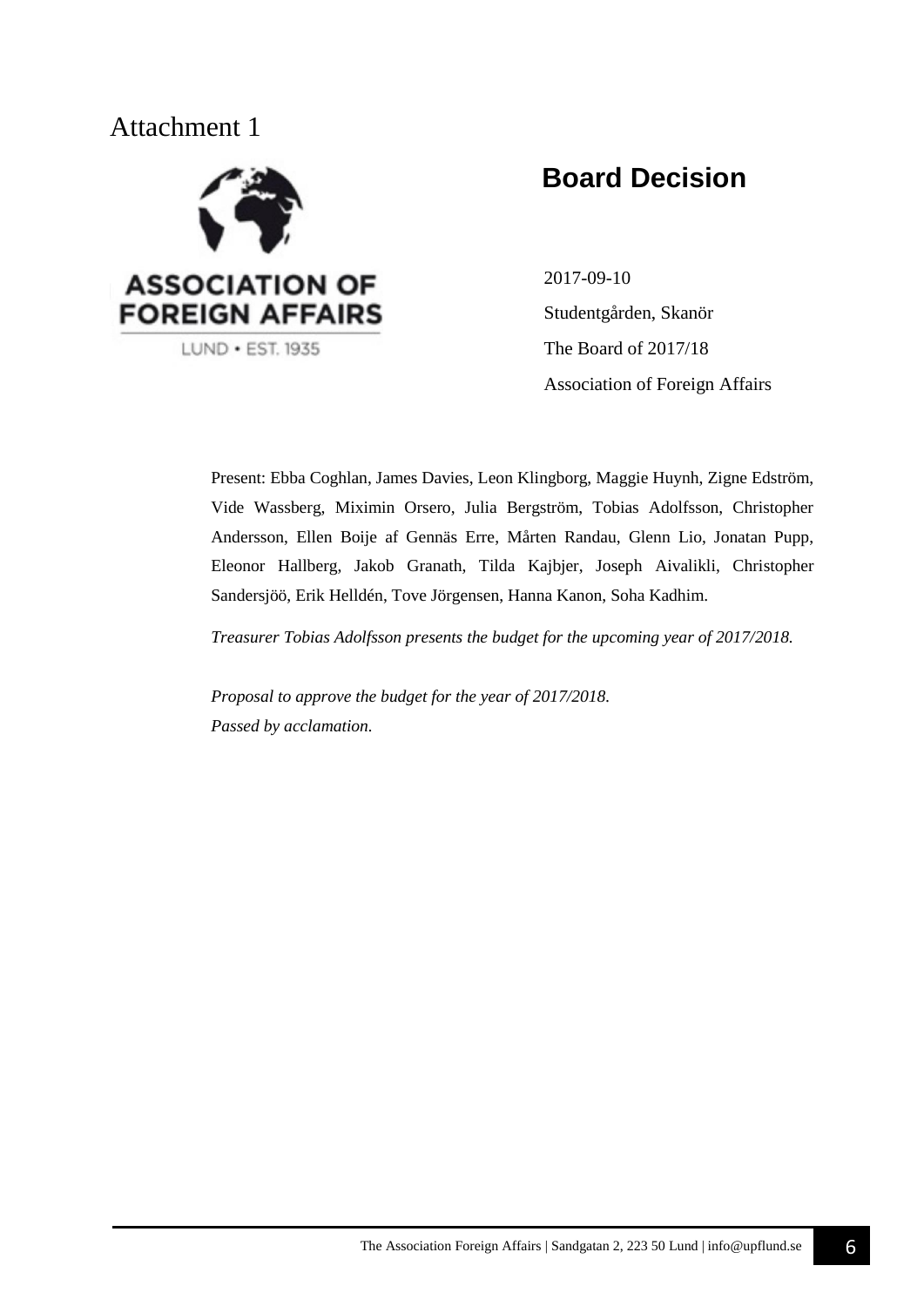Attachment 1

ASSOCIATION OF FOREIGN AFFAIRS
LUND • EST. 1935

# Board Decision

2017-09-10
Studentgården, Skanör
The Board of 2017/18
Association of Foreign Affairs

Present: Ebba Coghlan, James Davies, Leon Klingborg, Maggie Huynh, Zigne Edström, Vide Wassberg, Miximin Orsero, Julia Bergström, Tobias Adolfsson, Christopher Andersson, Ellen Boije af Gennäs Erre, Mårten Randau, Glenn Lio, Jonatan Pupp, Eleonor Hallberg, Jakob Granath, Tilda Kajbjer, Joseph Aivalikli, Christopher Sandersjöö, Erik Helldén, Tove Jörgensen, Hanna Kanon, Soha Kadhim.

*Treasurer Tobias Adolfsson presents the budget for the upcoming year of 2017/2018.*

*Proposal to approve the budget for the year of 2017/2018.*
*Passed by acclamation.*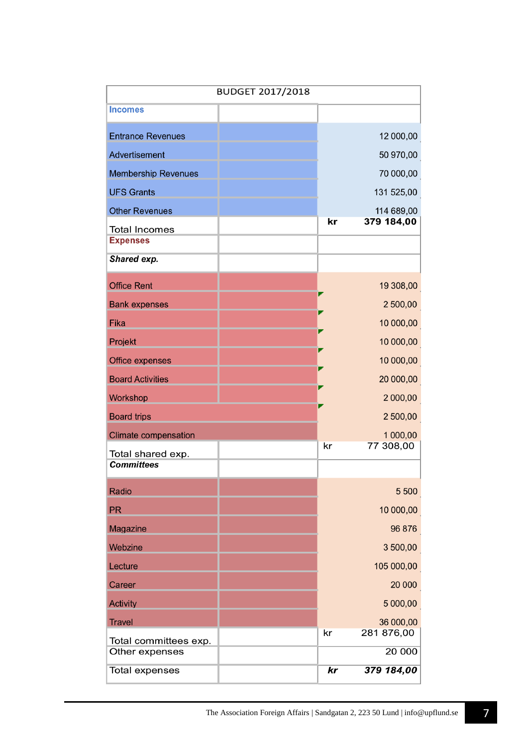| BUDGET 2017/2018 | | |
|---|---|---|
| **Incomes** | | |
| Entrance Revenues | | 12 000,00 |
| Advertisement | | 50 970,00 |
| Membership Revenues | | 70 000,00 |
| UFS Grants | | 131 525,00 |
| Other Revenues | | 114 689,00 |
| Total Incomes | | **kr 379 184,00** |
| **Expenses** | | |
| ***Shared exp.*** | | |
| Office Rent | | 19 308,00 |
| Bank expenses | | 2 500,00 |
| Fika | | 10 000,00 |
| Projekt | | 10 000,00 |
| Office expenses | | 10 000,00 |
| Board Activities | | 20 000,00 |
| Workshop | | 2 000,00 |
| Board trips | | 2 500,00 |
| Climate compensation | | 1 000,00 |
| Total shared exp. | | kr 77 308,00 |
| ***Committees*** | | |
| Radio | | 5 500 |
| PR | | 10 000,00 |
| Magazine | | 96 876 |
| Webzine | | 3 500,00 |
| Lecture | | 105 000,00 |
| Career | | 20 000 |
| Activity | | 5 000,00 |
| Travel | | 36 000,00 |
| Total committees exp. | | kr 281 876,00 |
| Other expenses | | 20 000 |
| Total expenses | | ***kr 379 184,00*** |

The Association Foreign Affairs | Sandgatan 2, 223 50 Lund | info@upflund.se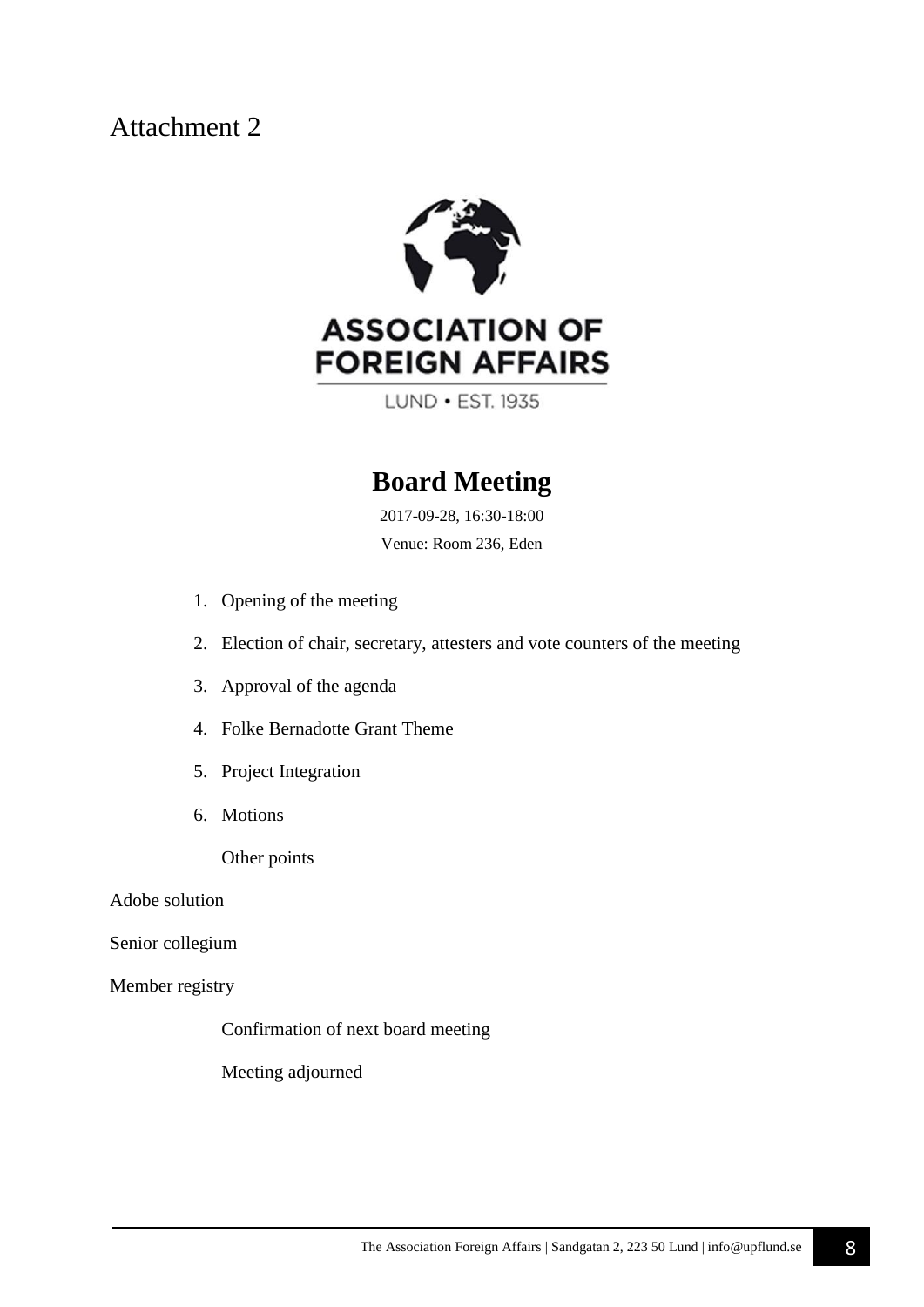# Attachment 2

ASSOCIATION OF FOREIGN AFFAIRS

LUND • EST. 1935

## Board Meeting

2017-09-28, 16:30-18:00

Venue: Room 236, Eden

1. Opening of the meeting
2. Election of chair, secretary, attesters and vote counters of the meeting
3. Approval of the agenda
4. Folke Bernadotte Grant Theme
5. Project Integration
6. Motions

   Other points

Adobe solution

Senior collegium

Member registry

   Confirmation of next board meeting

   Meeting adjourned

The Association Foreign Affairs | Sandgatan 2, 223 50 Lund | info@upflund.se